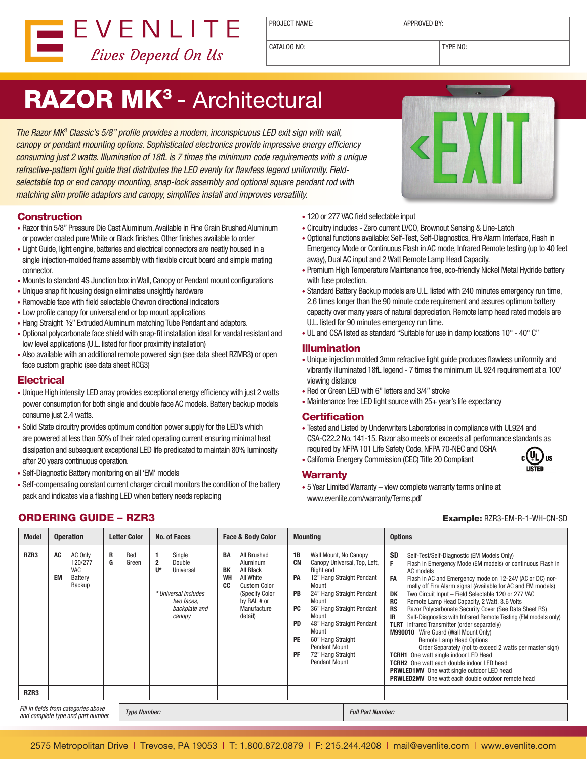EVENLITE
*Lives Depend On Us*

| PROJECT NAME: | APPROVED BY: |
|---|---|
| CATALOG NO: | TYPE NO: |

# RAZOR MK³ - Architectural

*The Razor MK³ Classic's 5/8" profile provides a modern, inconspicuous LED exit sign with wall, canopy or pendant mounting options. Sophisticated electronics provide impressive energy efficiency consuming just 2 watts. Illumination of 18fL is 7 times the minimum code requirements with a unique refractive-pattern light guide that distributes the LED evenly for flawless legend uniformity. Field-selectable top or end canopy mounting, snap-lock assembly and optional square pendant rod with matching slim profile adaptors and canopy, simplifies install and improves versatility.*

## Construction

- Razor thin 5/8" Pressure Die Cast Aluminum. Available in Fine Grain Brushed Aluminum or powder coated pure White or Black finishes. Other finishes available to order
- Light Guide, light engine, batteries and electrical connectors are neatly housed in a single injection-molded frame assembly with flexible circuit board and simple mating connector.
- Mounts to standard 4S Junction box in Wall, Canopy or Pendant mount configurations
- Unique snap fit housing design eliminates unsightly hardware
- Removable face with field selectable Chevron directional indicators
- Low profile canopy for universal end or top mount applications
- Hang Straight ½" Extruded Aluminum matching Tube Pendant and adaptors.
- Optional polycarbonate face shield with snap-fit installation ideal for vandal resistant and low level applications (U.L. listed for floor proximity installation)
- Also available with an additional remote powered sign (see data sheet RZMR3) or open face custom graphic (see data sheet RCG3)

## Electrical

- Unique High intensity LED array provides exceptional energy efficiency with just 2 watts power consumption for both single and double face AC models. Battery backup models consume just 2.4 watts.
- Solid State circuitry provides optimum condition power supply for the LED's which are powered at less than 50% of their rated operating current ensuring minimal heat dissipation and subsequent exceptional LED life predicated to maintain 80% luminosity after 20 years continuous operation.
- Self-Diagnostic Battery monitoring on all 'EM' models
- Self-compensating constant current charger circuit monitors the condition of the battery pack and indicates via a flashing LED when battery needs replacing
- 120 or 277 VAC field selectable input
- Circuitry includes - Zero current LVCO, Brownout Sensing & Line-Latch
- Optional functions available: Self-Test, Self-Diagnostics, Fire Alarm Interface, Flash in Emergency Mode or Continuous Flash in AC mode, Infrared Remote testing (up to 40 feet away), Dual AC input and 2 Watt Remote Lamp Head Capacity.
- Premium High Temperature Maintenance free, eco-friendly Nickel Metal Hydride battery with fuse protection.
- Standard Battery Backup models are U.L. listed with 240 minutes emergency run time, 2.6 times longer than the 90 minute code requirement and assures optimum battery capacity over many years of natural depreciation. Remote lamp head rated models are U.L. listed for 90 minutes emergency run time.
- UL and CSA listed as standard "Suitable for use in damp locations 10° - 40° C"

## Illumination

- Unique injection molded 3mm refractive light guide produces flawless uniformity and vibrantly illuminated 18fL legend - 7 times the minimum UL 924 requirement at a 100' viewing distance
- Red or Green LED with 6" letters and 3/4" stroke
- Maintenance free LED light source with 25+ year's life expectancy

## Certification

- Tested and Listed by Underwriters Laboratories in compliance with UL924 and CSA-C22.2 No. 141-15. Razor also meets or exceeds all performance standards as required by NFPA 101 Life Safety Code, NFPA 70-NEC and OSHA
- California Energery Commission (CEC) Title 20 Compliant

c UL us LISTED

## Warranty

- 5 Year Limited Warranty – view complete warranty terms online at www.evenlite.com/warranty/Terms.pdf

## ORDERING GUIDE – RZR3

**Example:** RZR3-EM-R-1-WH-CN-SD

| Model | Operation | Letter Color | No. of Faces | Face & Body Color | Mounting | Options |
|---|---|---|---|---|---|---|
| RZR3 | **AC** AC Only 120/277 VAC<br>**EM** Battery Backup | **R** Red<br>**G** Green | **1** Single<br>**2** Double<br>**U\*** Universal<br><br>*\* Universal includes two faces, backplate and canopy* | **BA** All Brushed Aluminum<br>**BK** All Black<br>**WH** All White<br>**CC** Custom Color (Specify Color by RAL # or Manufacture detail) | **1B** Wall Mount, No Canopy<br>**CN** Canopy Universal, Top, Left, Right end<br>**PA** 12" Hang Straight Pendant Mount<br>**PB** 24" Hang Straight Pendant Mount<br>**PC** 36" Hang Straight Pendant Mount<br>**PD** 48" Hang Straight Pendant Mount<br>**PE** 60" Hang Straight Pendant Mount<br>**PF** 72" Hang Straight Pendant Mount | **SD** Self-Test/Self-Diagnostic (EM Models Only)<br>**F** Flash in Emergency Mode (EM models) or continuous Flash in AC models<br>**FA** Flash in AC and Emergency mode on 12-24V (AC or DC) normally off Fire Alarm signal (Available for AC and EM models)<br>**DK** Two Circuit Input – Field Selectable 120 or 277 VAC<br>**RC** Remote Lamp Head Capacity, 2 Watt, 3.6 Volts<br>**RS** Razor Polycarbonate Security Cover (See Data Sheet RS)<br>**IR** Self-Diagnostics with Infrared Remote Testing (EM models only)<br>**TLRT** Infrared Transmitter (order separately)<br>**M990010** Wire Guard (Wall Mount Only)<br>Remote Lamp Head Options<br>Order Separately (not to exceed 2 watts per master sign)<br>**TCRH1** One watt single indoor LED Head<br>**TCRH2** One watt each double indoor LED head<br>**PRWLED1MV** One watt single outdoor LED head<br>**PRWLED2MV** One watt each double outdoor remote head |
| RZR3 | | | | | | |

*Fill in fields from categories above and complete type and part number.*

| *Type Number:* | *Full Part Number:* |
|---|---|

2575 Metropolitan Drive | Trevose, PA 19053 | T: 1.800.872.0879 | F: 215.244.4208 | mail@evenlite.com | www.evenlite.com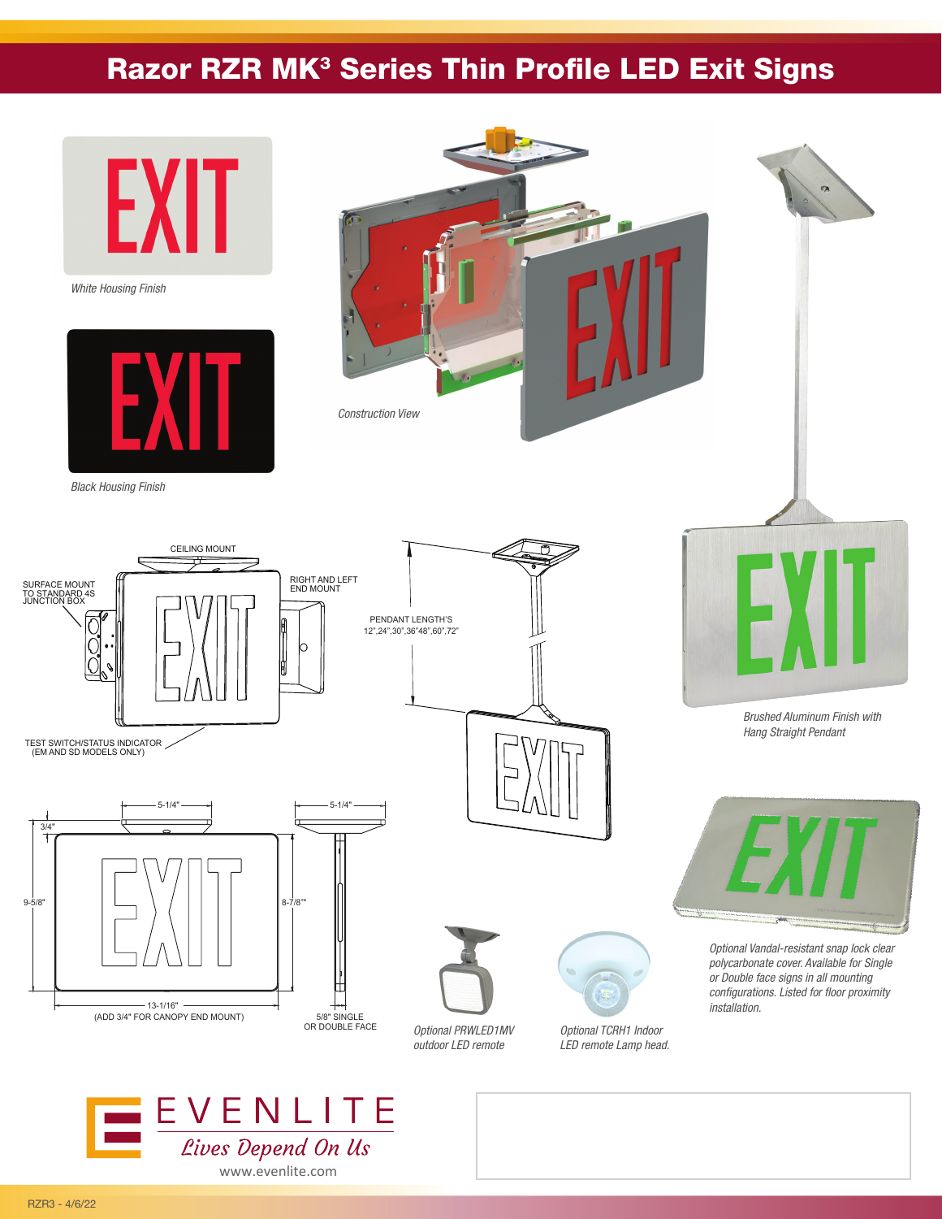# Razor RZR MK³ Series Thin Profile LED Exit Signs

*White Housing Finish*

*Black Housing Finish*

*Construction View*

CEILING MOUNT

SURFACE MOUNT TO STANDARD 4S JUNCTION BOX

RIGHT AND LEFT END MOUNT

TEST SWITCH/STATUS INDICATOR (EM AND SD MODELS ONLY)

PENDANT LENGTH'S 12",24",30",36"48",60",72"

*Brushed Aluminum Finish with Hang Straight Pendant*

5-1/4"

3/4"

9-5/8"

8-7/8"

13-1/16" (ADD 3/4" FOR CANOPY END MOUNT)

5-1/4"

5/8" SINGLE OR DOUBLE FACE

*Optional PRWLED1MV outdoor LED remote*

*Optional TCRH1 Indoor LED remote Lamp head.*

*Optional Vandal-resistant snap lock clear polycarbonate cover. Available for Single or Double face signs in all mounting configurations. Listed for floor proximity installation.*

EVENLITE
*Lives Depend On Us*
www.evenlite.com

RZR3 - 4/6/22